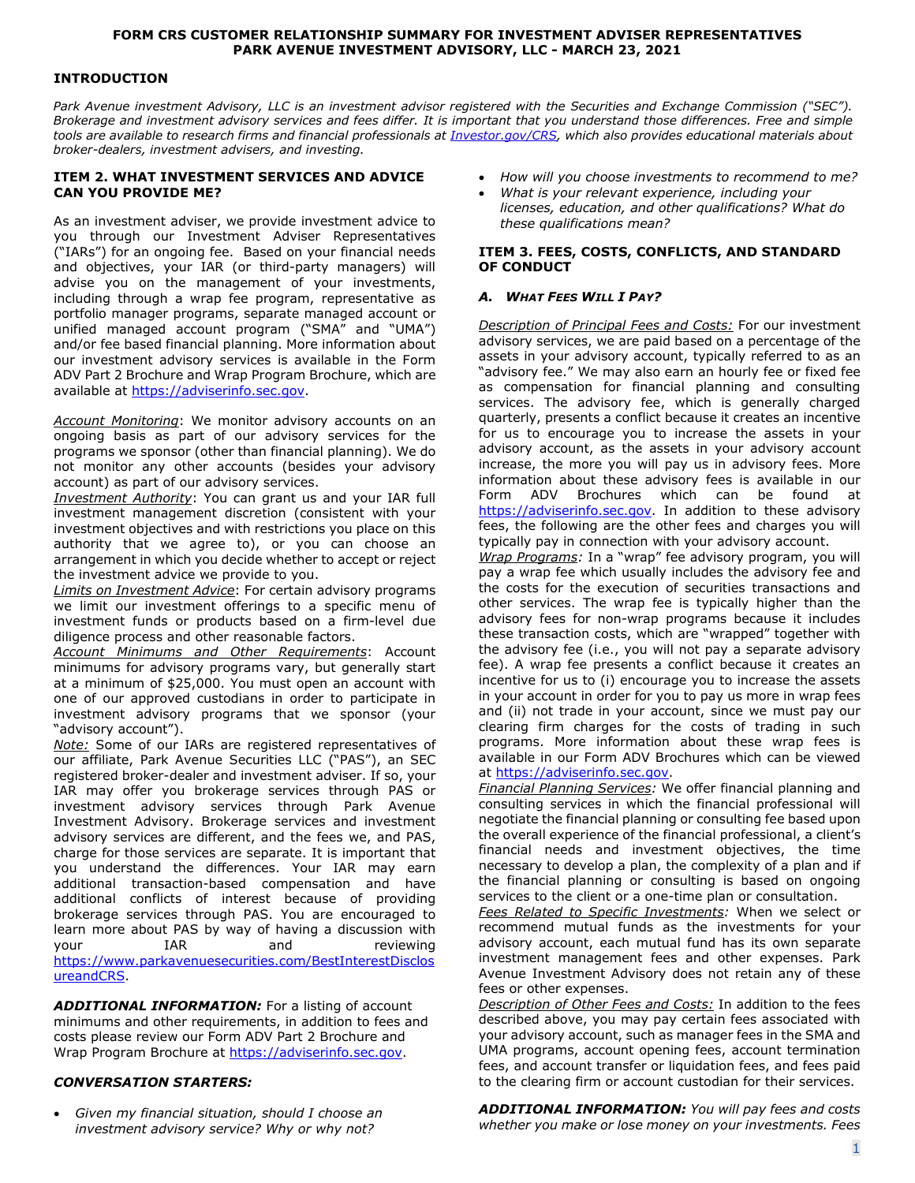# FORM CRS CUSTOMER RELATIONSHIP SUMMARY FOR INVESTMENT ADVISER REPRESENTATIVES
# PARK AVENUE INVESTMENT ADVISORY, LLC - MARCH 23, 2021

## INTRODUCTION

*Park Avenue investment Advisory, LLC is an investment advisor registered with the Securities and Exchange Commission ("SEC"). Brokerage and investment advisory services and fees differ. It is important that you understand those differences. Free and simple tools are available to research firms and financial professionals at [Investor.gov/CRS](https://Investor.gov/CRS), which also provides educational materials about broker-dealers, investment advisers, and investing.*

## ITEM 2. WHAT INVESTMENT SERVICES AND ADVICE CAN YOU PROVIDE ME?

As an investment adviser, we provide investment advice to you through our Investment Adviser Representatives ("IARs") for an ongoing fee. Based on your financial needs and objectives, your IAR (or third-party managers) will advise you on the management of your investments, including through a wrap fee program, representative as portfolio manager programs, separate managed account or unified managed account program ("SMA" and "UMA") and/or fee based financial planning. More information about our investment advisory services is available in the Form ADV Part 2 Brochure and Wrap Program Brochure, which are available at https://adviserinfo.sec.gov.

Account Monitoring: We monitor advisory accounts on an ongoing basis as part of our advisory services for the programs we sponsor (other than financial planning). We do not monitor any other accounts (besides your advisory account) as part of our advisory services.

Investment Authority: You can grant us and your IAR full investment management discretion (consistent with your investment objectives and with restrictions you place on this authority that we agree to), or you can choose an arrangement in which you decide whether to accept or reject the investment advice we provide to you.

Limits on Investment Advice: For certain advisory programs we limit our investment offerings to a specific menu of investment funds or products based on a firm-level due diligence process and other reasonable factors.

Account Minimums and Other Requirements: Account minimums for advisory programs vary, but generally start at a minimum of $25,000. You must open an account with one of our approved custodians in order to participate in investment advisory programs that we sponsor (your "advisory account").

Note: Some of our IARs are registered representatives of our affiliate, Park Avenue Securities LLC ("PAS"), an SEC registered broker-dealer and investment adviser. If so, your IAR may offer you brokerage services through PAS or investment advisory services through Park Avenue Investment Advisory. Brokerage services and investment advisory services are different, and the fees we, and PAS, charge for those services are separate. It is important that you understand the differences. Your IAR may earn additional transaction-based compensation and have additional conflicts of interest because of providing brokerage services through PAS. You are encouraged to learn more about PAS by way of having a discussion with your IAR and reviewing https://www.parkavenuesecurities.com/BestInterestDisclosureandCRS.

***ADDITIONAL INFORMATION:*** For a listing of account minimums and other requirements, in addition to fees and costs please review our Form ADV Part 2 Brochure and Wrap Program Brochure at https://adviserinfo.sec.gov.

### *CONVERSATION STARTERS:*

- *Given my financial situation, should I choose an investment advisory service? Why or why not?*
- *How will you choose investments to recommend to me?*
- *What is your relevant experience, including your licenses, education, and other qualifications? What do these qualifications mean?*

## ITEM 3. FEES, COSTS, CONFLICTS, AND STANDARD OF CONDUCT

### *A. WHAT FEES WILL I PAY?*

Description of Principal Fees and Costs: For our investment advisory services, we are paid based on a percentage of the assets in your advisory account, typically referred to as an "advisory fee." We may also earn an hourly fee or fixed fee as compensation for financial planning and consulting services. The advisory fee, which is generally charged quarterly, presents a conflict because it creates an incentive for us to encourage you to increase the assets in your advisory account, as the assets in your advisory account increase, the more you will pay us in advisory fees. More information about these advisory fees is available in our Form ADV Brochures which can be found at https://adviserinfo.sec.gov. In addition to these advisory fees, the following are the other fees and charges you will typically pay in connection with your advisory account.

*Wrap Programs:* In a "wrap" fee advisory program, you will pay a wrap fee which usually includes the advisory fee and the costs for the execution of securities transactions and other services. The wrap fee is typically higher than the advisory fees for non-wrap programs because it includes these transaction costs, which are "wrapped" together with the advisory fee (i.e., you will not pay a separate advisory fee). A wrap fee presents a conflict because it creates an incentive for us to (i) encourage you to increase the assets in your account in order for you to pay us more in wrap fees and (ii) not trade in your account, since we must pay our clearing firm charges for the costs of trading in such programs. More information about these wrap fees is available in our Form ADV Brochures which can be viewed at https://adviserinfo.sec.gov.

*Financial Planning Services:* We offer financial planning and consulting services in which the financial professional will negotiate the financial planning or consulting fee based upon the overall experience of the financial professional, a client's financial needs and investment objectives, the time necessary to develop a plan, the complexity of a plan and if the financial planning or consulting is based on ongoing services to the client or a one-time plan or consultation.

*Fees Related to Specific Investments:* When we select or recommend mutual funds as the investments for your advisory account, each mutual fund has its own separate investment management fees and other expenses. Park Avenue Investment Advisory does not retain any of these fees or other expenses.

*Description of Other Fees and Costs:* In addition to the fees described above, you may pay certain fees associated with your advisory account, such as manager fees in the SMA and UMA programs, account opening fees, account termination fees, and account transfer or liquidation fees, and fees paid to the clearing firm or account custodian for their services.

***ADDITIONAL INFORMATION:*** *You will pay fees and costs whether you make or lose money on your investments. Fees*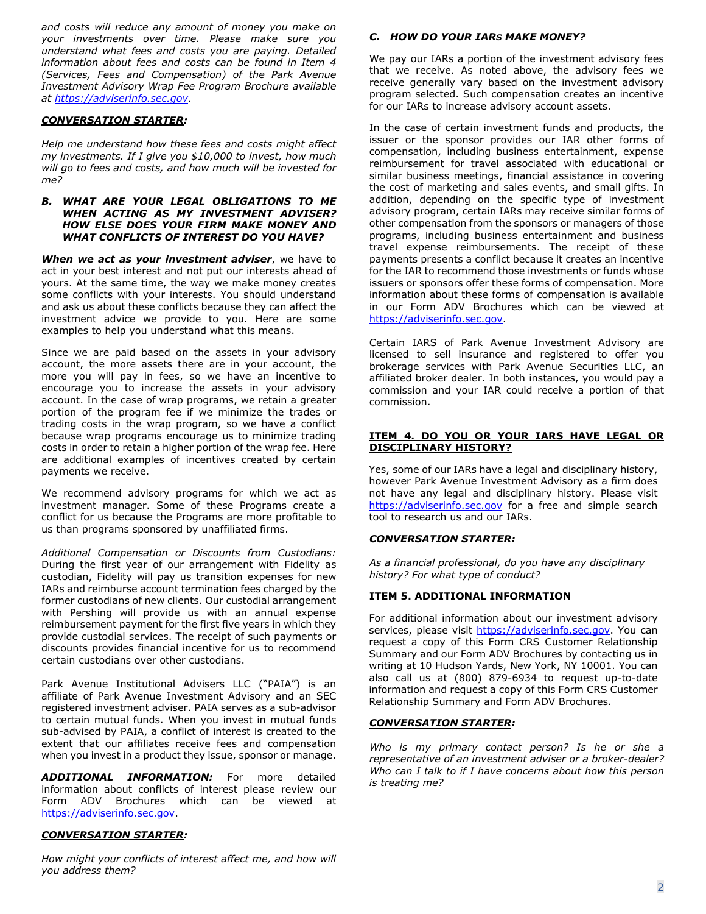*and costs will reduce any amount of money you make on your investments over time. Please make sure you understand what fees and costs you are paying. Detailed information about fees and costs can be found in Item 4 (Services, Fees and Compensation) of the Park Avenue Investment Advisory Wrap Fee Program Brochure available at https://adviserinfo.sec.gov.*

***CONVERSATION STARTER:***

*Help me understand how these fees and costs might affect my investments. If I give you $10,000 to invest, how much will go to fees and costs, and how much will be invested for me?*

### *B. WHAT ARE YOUR LEGAL OBLIGATIONS TO ME WHEN ACTING AS MY INVESTMENT ADVISER? HOW ELSE DOES YOUR FIRM MAKE MONEY AND WHAT CONFLICTS OF INTEREST DO YOU HAVE?*

***When we act as your investment adviser***, we have to act in your best interest and not put our interests ahead of yours. At the same time, the way we make money creates some conflicts with your interests. You should understand and ask us about these conflicts because they can affect the investment advice we provide to you. Here are some examples to help you understand what this means.

Since we are paid based on the assets in your advisory account, the more assets there are in your account, the more you will pay in fees, so we have an incentive to encourage you to increase the assets in your advisory account. In the case of wrap programs, we retain a greater portion of the program fee if we minimize the trades or trading costs in the wrap program, so we have a conflict because wrap programs encourage us to minimize trading costs in order to retain a higher portion of the wrap fee. Here are additional examples of incentives created by certain payments we receive.

We recommend advisory programs for which we act as investment manager. Some of these Programs create a conflict for us because the Programs are more profitable to us than programs sponsored by unaffiliated firms.

*Additional Compensation or Discounts from Custodians:* During the first year of our arrangement with Fidelity as custodian, Fidelity will pay us transition expenses for new IARs and reimburse account termination fees charged by the former custodians of new clients. Our custodial arrangement with Pershing will provide us with an annual expense reimbursement payment for the first five years in which they provide custodial services. The receipt of such payments or discounts provides financial incentive for us to recommend certain custodians over other custodians.

Park Avenue Institutional Advisers LLC ("PAIA") is an affiliate of Park Avenue Investment Advisory and an SEC registered investment adviser. PAIA serves as a sub-advisor to certain mutual funds. When you invest in mutual funds sub-advised by PAIA, a conflict of interest is created to the extent that our affiliates receive fees and compensation when you invest in a product they issue, sponsor or manage.

***ADDITIONAL INFORMATION:*** For more detailed information about conflicts of interest please review our Form ADV Brochures which can be viewed at https://adviserinfo.sec.gov.

***CONVERSATION STARTER:***

*How might your conflicts of interest affect me, and how will you address them?*

### *C. HOW DO YOUR IARs MAKE MONEY?*

We pay our IARs a portion of the investment advisory fees that we receive. As noted above, the advisory fees we receive generally vary based on the investment advisory program selected. Such compensation creates an incentive for our IARs to increase advisory account assets.

In the case of certain investment funds and products, the issuer or the sponsor provides our IAR other forms of compensation, including business entertainment, expense reimbursement for travel associated with educational or similar business meetings, financial assistance in covering the cost of marketing and sales events, and small gifts. In addition, depending on the specific type of investment advisory program, certain IARs may receive similar forms of other compensation from the sponsors or managers of those programs, including business entertainment and business travel expense reimbursements. The receipt of these payments presents a conflict because it creates an incentive for the IAR to recommend those investments or funds whose issuers or sponsors offer these forms of compensation. More information about these forms of compensation is available in our Form ADV Brochures which can be viewed at https://adviserinfo.sec.gov.

Certain IARS of Park Avenue Investment Advisory are licensed to sell insurance and registered to offer you brokerage services with Park Avenue Securities LLC, an affiliated broker dealer. In both instances, you would pay a commission and your IAR could receive a portion of that commission.

## ITEM 4. DO YOU OR YOUR IARS HAVE LEGAL OR DISCIPLINARY HISTORY?

Yes, some of our IARs have a legal and disciplinary history, however Park Avenue Investment Advisory as a firm does not have any legal and disciplinary history. Please visit https://adviserinfo.sec.gov for a free and simple search tool to research us and our IARs.

***CONVERSATION STARTER:***

*As a financial professional, do you have any disciplinary history? For what type of conduct?*

## ITEM 5. ADDITIONAL INFORMATION

For additional information about our investment advisory services, please visit https://adviserinfo.sec.gov. You can request a copy of this Form CRS Customer Relationship Summary and our Form ADV Brochures by contacting us in writing at 10 Hudson Yards, New York, NY 10001. You can also call us at (800) 879-6934 to request up-to-date information and request a copy of this Form CRS Customer Relationship Summary and Form ADV Brochures.

***CONVERSATION STARTER:***

*Who is my primary contact person? Is he or she a representative of an investment adviser or a broker-dealer? Who can I talk to if I have concerns about how this person is treating me?*